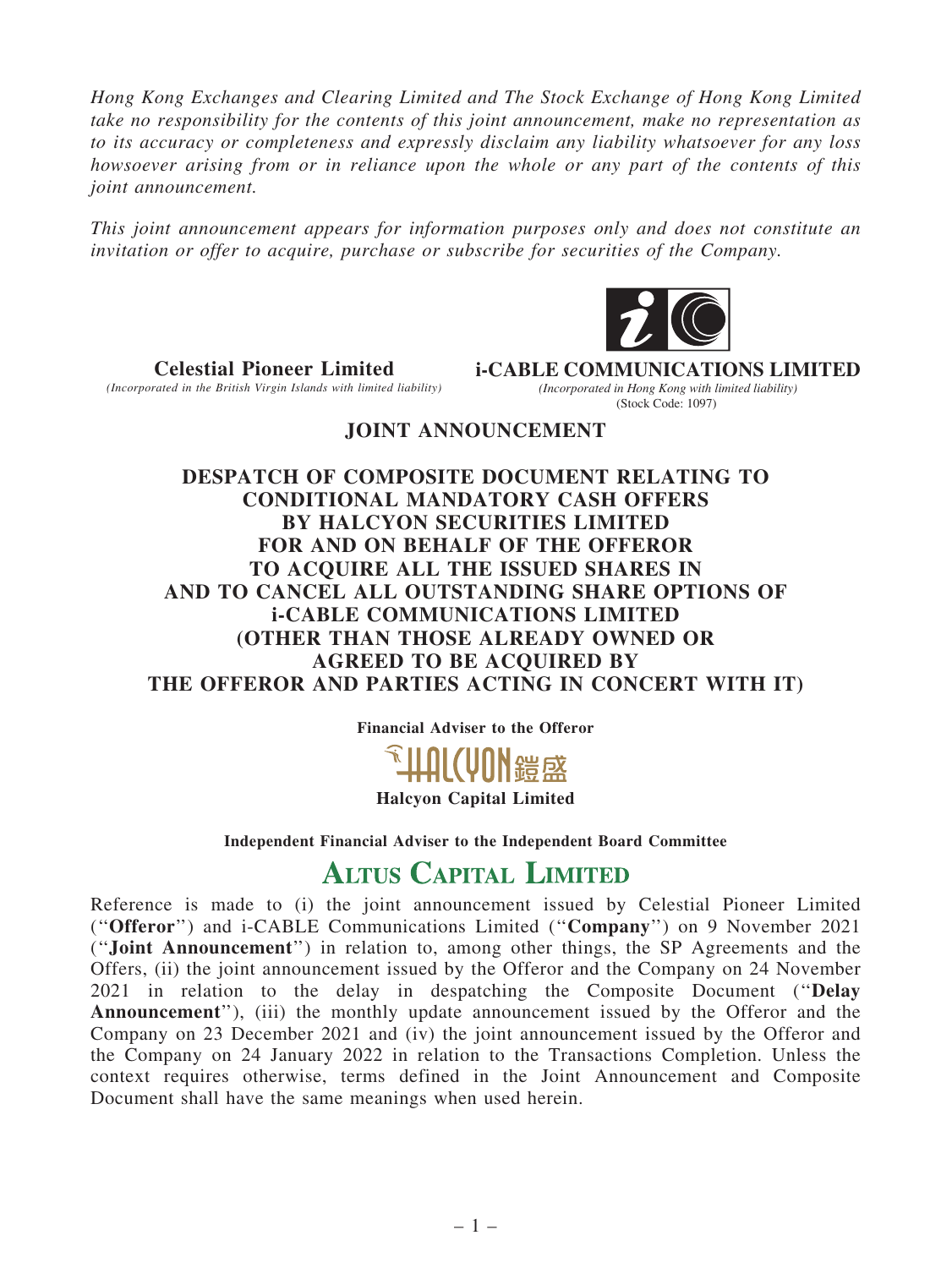*Hong Kong Exchanges and Clearing Limited and The Stock Exchange of Hong Kong Limited take no responsibility for the contents of this joint announcement, make no representation as to its accuracy or completeness and expressly disclaim any liability whatsoever for any loss howsoever arising from or in reliance upon the whole or any part of the contents of this joint announcement.*

*This joint announcement appears for information purposes only and does not constitute an invitation or offer to acquire, purchase or subscribe for securities of the Company.*

**Celestial Pioneer Limited**
*(Incorporated in the British Virgin Islands with limited liability)*

**i-CABLE COMMUNICATIONS LIMITED**
*(Incorporated in Hong Kong with limited liability)*
(Stock Code: 1097)

# JOINT ANNOUNCEMENT

# DESPATCH OF COMPOSITE DOCUMENT RELATING TO CONDITIONAL MANDATORY CASH OFFERS BY HALCYON SECURITIES LIMITED FOR AND ON BEHALF OF THE OFFEROR TO ACQUIRE ALL THE ISSUED SHARES IN AND TO CANCEL ALL OUTSTANDING SHARE OPTIONS OF i-CABLE COMMUNICATIONS LIMITED (OTHER THAN THOSE ALREADY OWNED OR AGREED TO BE ACQUIRED BY THE OFFEROR AND PARTIES ACTING IN CONCERT WITH IT)

**Financial Adviser to the Offeror**

HALCYON 鎧盛

**Halcyon Capital Limited**

**Independent Financial Adviser to the Independent Board Committee**

**ALTUS CAPITAL LIMITED**

Reference is made to (i) the joint announcement issued by Celestial Pioneer Limited ("**Offeror**") and i-CABLE Communications Limited ("**Company**") on 9 November 2021 ("**Joint Announcement**") in relation to, among other things, the SP Agreements and the Offers, (ii) the joint announcement issued by the Offeror and the Company on 24 November 2021 in relation to the delay in despatching the Composite Document ("**Delay Announcement**"), (iii) the monthly update announcement issued by the Offeror and the Company on 23 December 2021 and (iv) the joint announcement issued by the Offeror and the Company on 24 January 2022 in relation to the Transactions Completion. Unless the context requires otherwise, terms defined in the Joint Announcement and Composite Document shall have the same meanings when used herein.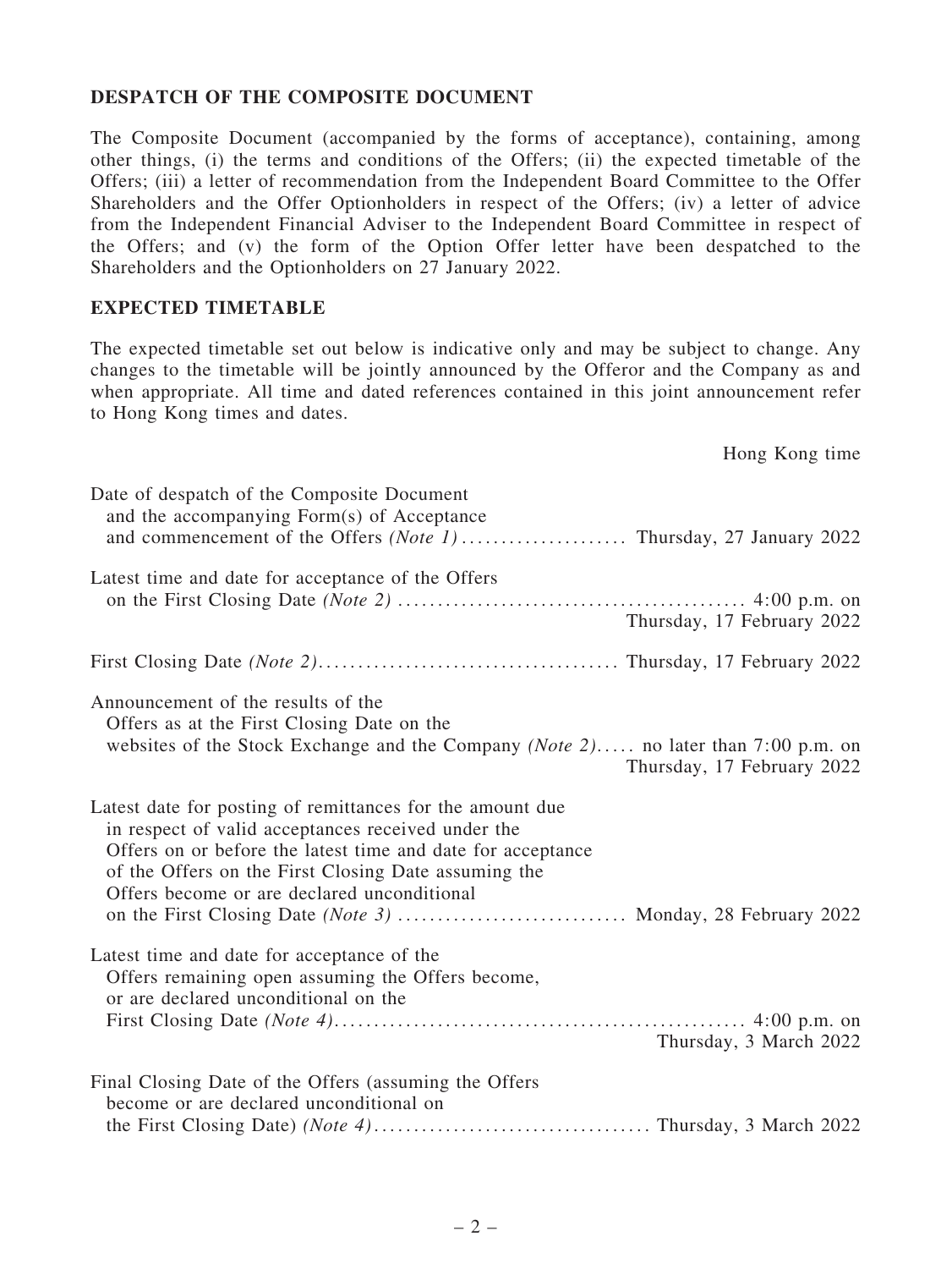## DESPATCH OF THE COMPOSITE DOCUMENT

The Composite Document (accompanied by the forms of acceptance), containing, among other things, (i) the terms and conditions of the Offers; (ii) the expected timetable of the Offers; (iii) a letter of recommendation from the Independent Board Committee to the Offer Shareholders and the Offer Optionholders in respect of the Offers; (iv) a letter of advice from the Independent Financial Adviser to the Independent Board Committee in respect of the Offers; and (v) the form of the Option Offer letter have been despatched to the Shareholders and the Optionholders on 27 January 2022.

## EXPECTED TIMETABLE

The expected timetable set out below is indicative only and may be subject to change. Any changes to the timetable will be jointly announced by the Offeror and the Company as and when appropriate. All time and dated references contained in this joint announcement refer to Hong Kong times and dates.

| | Hong Kong time |
|---|---|
| Date of despatch of the Composite Document and the accompanying Form(s) of Acceptance and commencement of the Offers *(Note 1)* | Thursday, 27 January 2022 |
| Latest time and date for acceptance of the Offers on the First Closing Date *(Note 2)* | 4:00 p.m. on Thursday, 17 February 2022 |
| First Closing Date *(Note 2)* | Thursday, 17 February 2022 |
| Announcement of the results of the Offers as at the First Closing Date on the websites of the Stock Exchange and the Company *(Note 2)* | no later than 7:00 p.m. on Thursday, 17 February 2022 |
| Latest date for posting of remittances for the amount due in respect of valid acceptances received under the Offers on or before the latest time and date for acceptance of the Offers on the First Closing Date assuming the Offers become or are declared unconditional on the First Closing Date *(Note 3)* | Monday, 28 February 2022 |
| Latest time and date for acceptance of the Offers remaining open assuming the Offers become, or are declared unconditional on the First Closing Date *(Note 4)* | 4:00 p.m. on Thursday, 3 March 2022 |
| Final Closing Date of the Offers (assuming the Offers become or are declared unconditional on the First Closing Date) *(Note 4)* | Thursday, 3 March 2022 |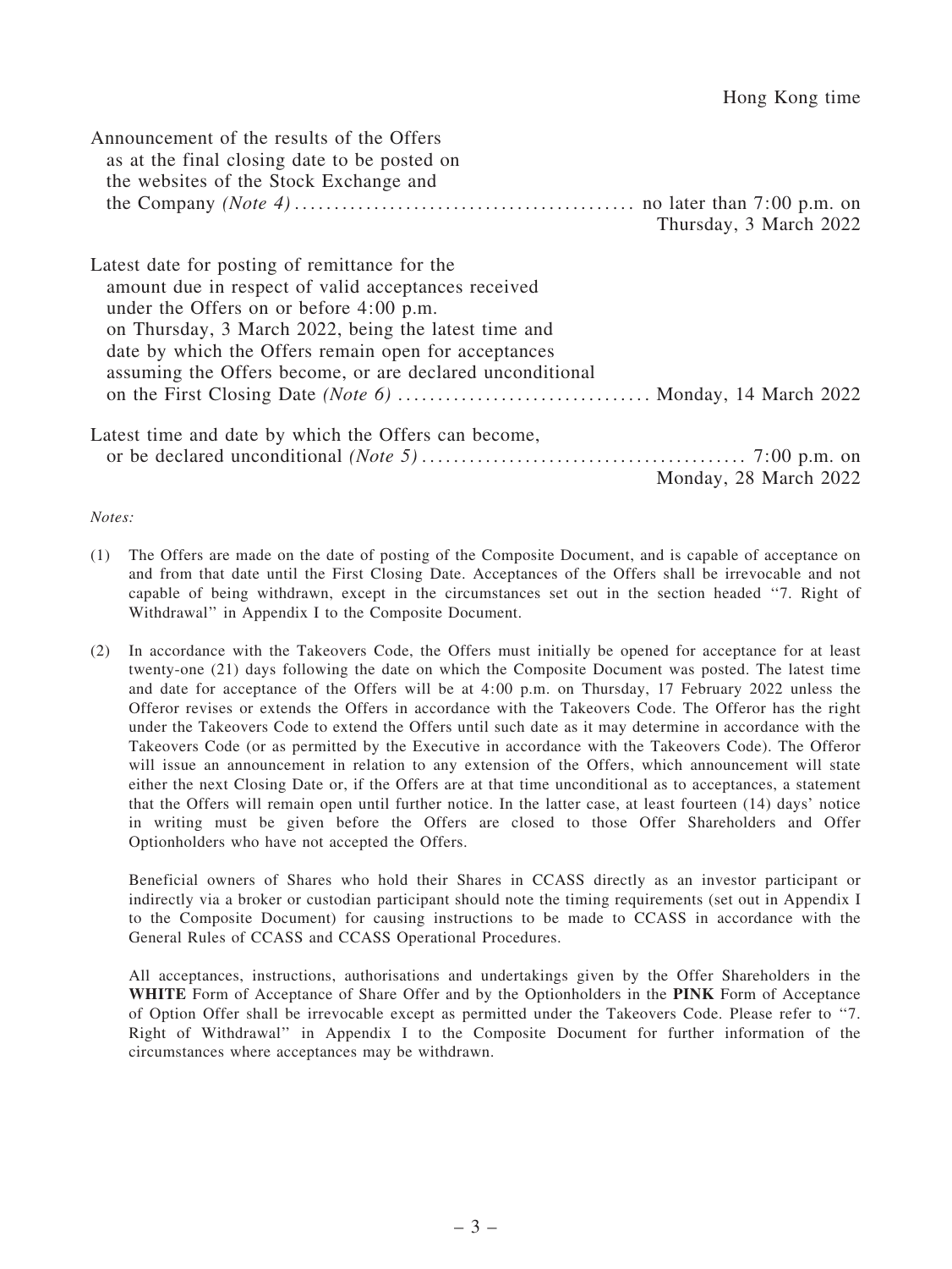| | Hong Kong time |
|---|---|
| Announcement of the results of the Offers as at the final closing date to be posted on the websites of the Stock Exchange and the Company *(Note 4)* | no later than 7:00 p.m. on Thursday, 3 March 2022 |
| Latest date for posting of remittance for the amount due in respect of valid acceptances received under the Offers on or before 4:00 p.m. on Thursday, 3 March 2022, being the latest time and date by which the Offers remain open for acceptances assuming the Offers become, or are declared unconditional on the First Closing Date *(Note 6)* | Monday, 14 March 2022 |
| Latest time and date by which the Offers can become, or be declared unconditional *(Note 5)* | 7:00 p.m. on Monday, 28 March 2022 |

*Notes:*

(1) The Offers are made on the date of posting of the Composite Document, and is capable of acceptance on and from that date until the First Closing Date. Acceptances of the Offers shall be irrevocable and not capable of being withdrawn, except in the circumstances set out in the section headed "7. Right of Withdrawal" in Appendix I to the Composite Document.

(2) In accordance with the Takeovers Code, the Offers must initially be opened for acceptance for at least twenty-one (21) days following the date on which the Composite Document was posted. The latest time and date for acceptance of the Offers will be at 4:00 p.m. on Thursday, 17 February 2022 unless the Offeror revises or extends the Offers in accordance with the Takeovers Code. The Offeror has the right under the Takeovers Code to extend the Offers until such date as it may determine in accordance with the Takeovers Code (or as permitted by the Executive in accordance with the Takeovers Code). The Offeror will issue an announcement in relation to any extension of the Offers, which announcement will state either the next Closing Date or, if the Offers are at that time unconditional as to acceptances, a statement that the Offers will remain open until further notice. In the latter case, at least fourteen (14) days' notice in writing must be given before the Offers are closed to those Offer Shareholders and Offer Optionholders who have not accepted the Offers.

Beneficial owners of Shares who hold their Shares in CCASS directly as an investor participant or indirectly via a broker or custodian participant should note the timing requirements (set out in Appendix I to the Composite Document) for causing instructions to be made to CCASS in accordance with the General Rules of CCASS and CCASS Operational Procedures.

All acceptances, instructions, authorisations and undertakings given by the Offer Shareholders in the **WHITE** Form of Acceptance of Share Offer and by the Optionholders in the **PINK** Form of Acceptance of Option Offer shall be irrevocable except as permitted under the Takeovers Code. Please refer to "7. Right of Withdrawal" in Appendix I to the Composite Document for further information of the circumstances where acceptances may be withdrawn.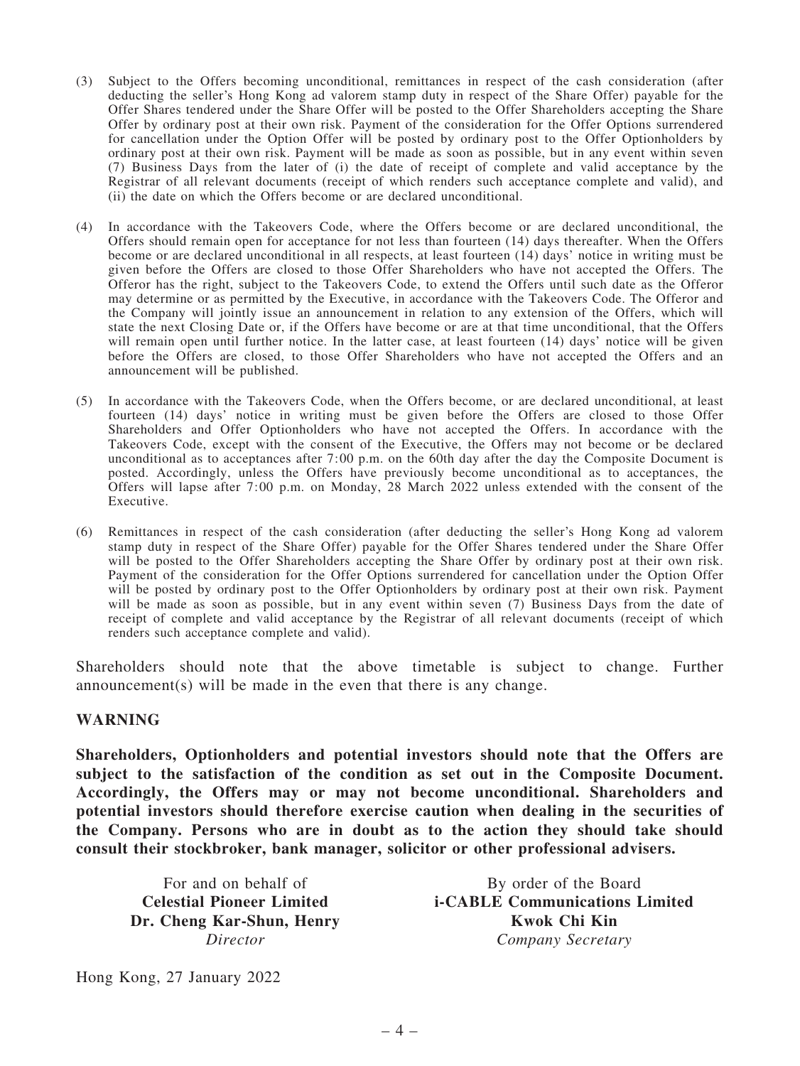(3) Subject to the Offers becoming unconditional, remittances in respect of the cash consideration (after deducting the seller's Hong Kong ad valorem stamp duty in respect of the Share Offer) payable for the Offer Shares tendered under the Share Offer will be posted to the Offer Shareholders accepting the Share Offer by ordinary post at their own risk. Payment of the consideration for the Offer Options surrendered for cancellation under the Option Offer will be posted by ordinary post to the Offer Optionholders by ordinary post at their own risk. Payment will be made as soon as possible, but in any event within seven (7) Business Days from the later of (i) the date of receipt of complete and valid acceptance by the Registrar of all relevant documents (receipt of which renders such acceptance complete and valid), and (ii) the date on which the Offers become or are declared unconditional.

(4) In accordance with the Takeovers Code, where the Offers become or are declared unconditional, the Offers should remain open for acceptance for not less than fourteen (14) days thereafter. When the Offers become or are declared unconditional in all respects, at least fourteen (14) days' notice in writing must be given before the Offers are closed to those Offer Shareholders who have not accepted the Offers. The Offeror has the right, subject to the Takeovers Code, to extend the Offers until such date as the Offeror may determine or as permitted by the Executive, in accordance with the Takeovers Code. The Offeror and the Company will jointly issue an announcement in relation to any extension of the Offers, which will state the next Closing Date or, if the Offers have become or are at that time unconditional, that the Offers will remain open until further notice. In the latter case, at least fourteen (14) days' notice will be given before the Offers are closed, to those Offer Shareholders who have not accepted the Offers and an announcement will be published.

(5) In accordance with the Takeovers Code, when the Offers become, or are declared unconditional, at least fourteen (14) days' notice in writing must be given before the Offers are closed to those Offer Shareholders and Offer Optionholders who have not accepted the Offers. In accordance with the Takeovers Code, except with the consent of the Executive, the Offers may not become or be declared unconditional as to acceptances after 7:00 p.m. on the 60th day after the day the Composite Document is posted. Accordingly, unless the Offers have previously become unconditional as to acceptances, the Offers will lapse after 7:00 p.m. on Monday, 28 March 2022 unless extended with the consent of the Executive.

(6) Remittances in respect of the cash consideration (after deducting the seller's Hong Kong ad valorem stamp duty in respect of the Share Offer) payable for the Offer Shares tendered under the Share Offer will be posted to the Offer Shareholders accepting the Share Offer by ordinary post at their own risk. Payment of the consideration for the Offer Options surrendered for cancellation under the Option Offer will be posted by ordinary post to the Offer Optionholders by ordinary post at their own risk. Payment will be made as soon as possible, but in any event within seven (7) Business Days from the date of receipt of complete and valid acceptance by the Registrar of all relevant documents (receipt of which renders such acceptance complete and valid).

Shareholders should note that the above timetable is subject to change. Further announcement(s) will be made in the even that there is any change.

## WARNING

**Shareholders, Optionholders and potential investors should note that the Offers are subject to the satisfaction of the condition as set out in the Composite Document. Accordingly, the Offers may or may not become unconditional. Shareholders and potential investors should therefore exercise caution when dealing in the securities of the Company. Persons who are in doubt as to the action they should take should consult their stockbroker, bank manager, solicitor or other professional advisers.**

For and on behalf of
**Celestial Pioneer Limited**
**Dr. Cheng Kar-Shun, Henry**
*Director*

By order of the Board
**i-CABLE Communications Limited**
**Kwok Chi Kin**
*Company Secretary*

Hong Kong, 27 January 2022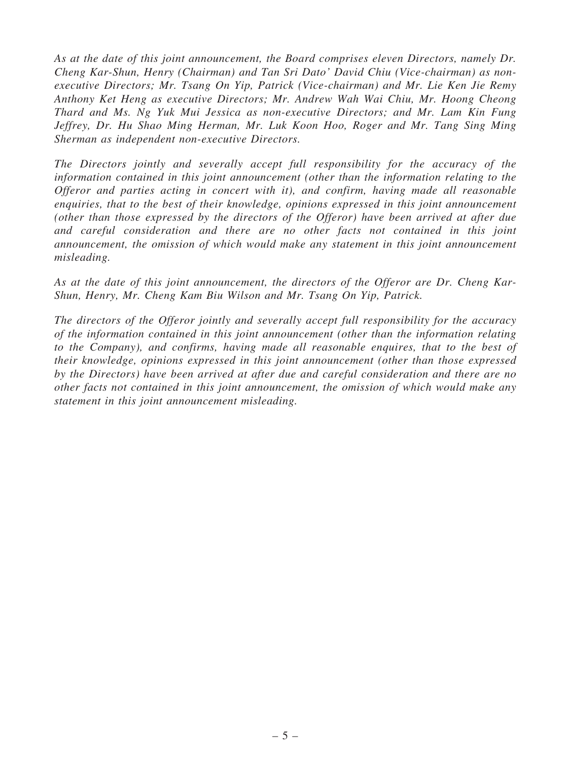*As at the date of this joint announcement, the Board comprises eleven Directors, namely Dr. Cheng Kar-Shun, Henry (Chairman) and Tan Sri Dato' David Chiu (Vice-chairman) as non-executive Directors; Mr. Tsang On Yip, Patrick (Vice-chairman) and Mr. Lie Ken Jie Remy Anthony Ket Heng as executive Directors; Mr. Andrew Wah Wai Chiu, Mr. Hoong Cheong Thard and Ms. Ng Yuk Mui Jessica as non-executive Directors; and Mr. Lam Kin Fung Jeffrey, Dr. Hu Shao Ming Herman, Mr. Luk Koon Hoo, Roger and Mr. Tang Sing Ming Sherman as independent non-executive Directors.*

*The Directors jointly and severally accept full responsibility for the accuracy of the information contained in this joint announcement (other than the information relating to the Offeror and parties acting in concert with it), and confirm, having made all reasonable enquiries, that to the best of their knowledge, opinions expressed in this joint announcement (other than those expressed by the directors of the Offeror) have been arrived at after due and careful consideration and there are no other facts not contained in this joint announcement, the omission of which would make any statement in this joint announcement misleading.*

*As at the date of this joint announcement, the directors of the Offeror are Dr. Cheng Kar-Shun, Henry, Mr. Cheng Kam Biu Wilson and Mr. Tsang On Yip, Patrick.*

*The directors of the Offeror jointly and severally accept full responsibility for the accuracy of the information contained in this joint announcement (other than the information relating to the Company), and confirms, having made all reasonable enquires, that to the best of their knowledge, opinions expressed in this joint announcement (other than those expressed by the Directors) have been arrived at after due and careful consideration and there are no other facts not contained in this joint announcement, the omission of which would make any statement in this joint announcement misleading.*